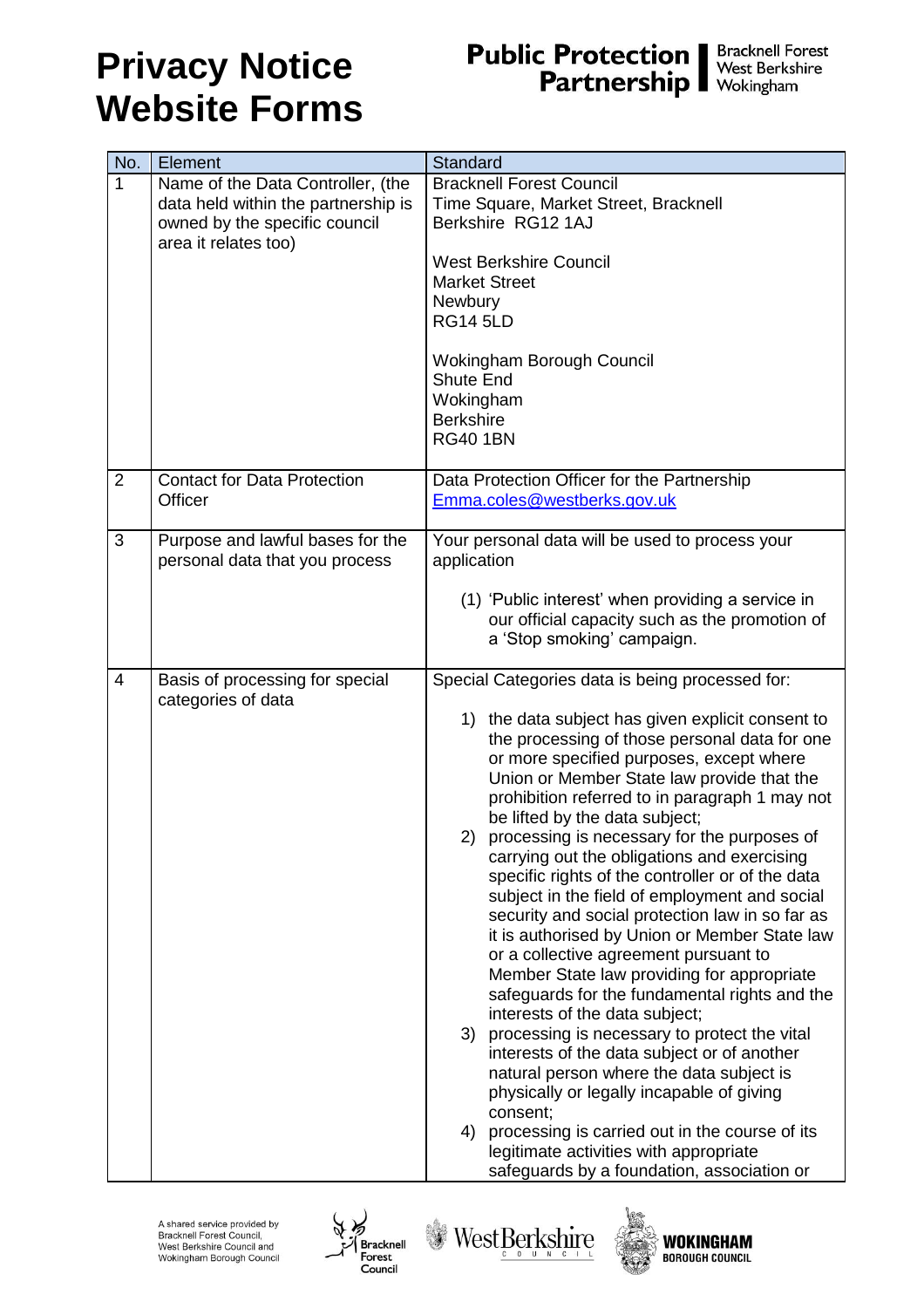# Privacy Notice Website Forms

**Public Protection Partnership** Bracknell Forest West Berkshire Wokingham

| No. | Element | Standard |
|---|---|---|
| 1 | Name of the Data Controller, (the data held within the partnership is owned by the specific council area it relates too) | Bracknell Forest Council<br>Time Square, Market Street, Bracknell<br>Berkshire RG12 1AJ<br><br>West Berkshire Council<br>Market Street<br>Newbury<br>RG14 5LD<br><br>Wokingham Borough Council<br>Shute End<br>Wokingham<br>Berkshire<br>RG40 1BN |
| 2 | Contact for Data Protection Officer | Data Protection Officer for the Partnership<br>Emma.coles@westberks.gov.uk |
| 3 | Purpose and lawful bases for the personal data that you process | Your personal data will be used to process your application<br><br>(1) 'Public interest' when providing a service in our official capacity such as the promotion of a 'Stop smoking' campaign. |
| 4 | Basis of processing for special categories of data | Special Categories data is being processed for:<br><br>1) the data subject has given explicit consent to the processing of those personal data for one or more specified purposes, except where Union or Member State law provide that the prohibition referred to in paragraph 1 may not be lifted by the data subject;<br>2) processing is necessary for the purposes of carrying out the obligations and exercising specific rights of the controller or of the data subject in the field of employment and social security and social protection law in so far as it is authorised by Union or Member State law or a collective agreement pursuant to Member State law providing for appropriate safeguards for the fundamental rights and the interests of the data subject;<br>3) processing is necessary to protect the vital interests of the data subject or of another natural person where the data subject is physically or legally incapable of giving consent;<br>4) processing is carried out in the course of its legitimate activities with appropriate safeguards by a foundation, association or |

A shared service provided by Bracknell Forest Council, West Berkshire Council and Wokingham Borough Council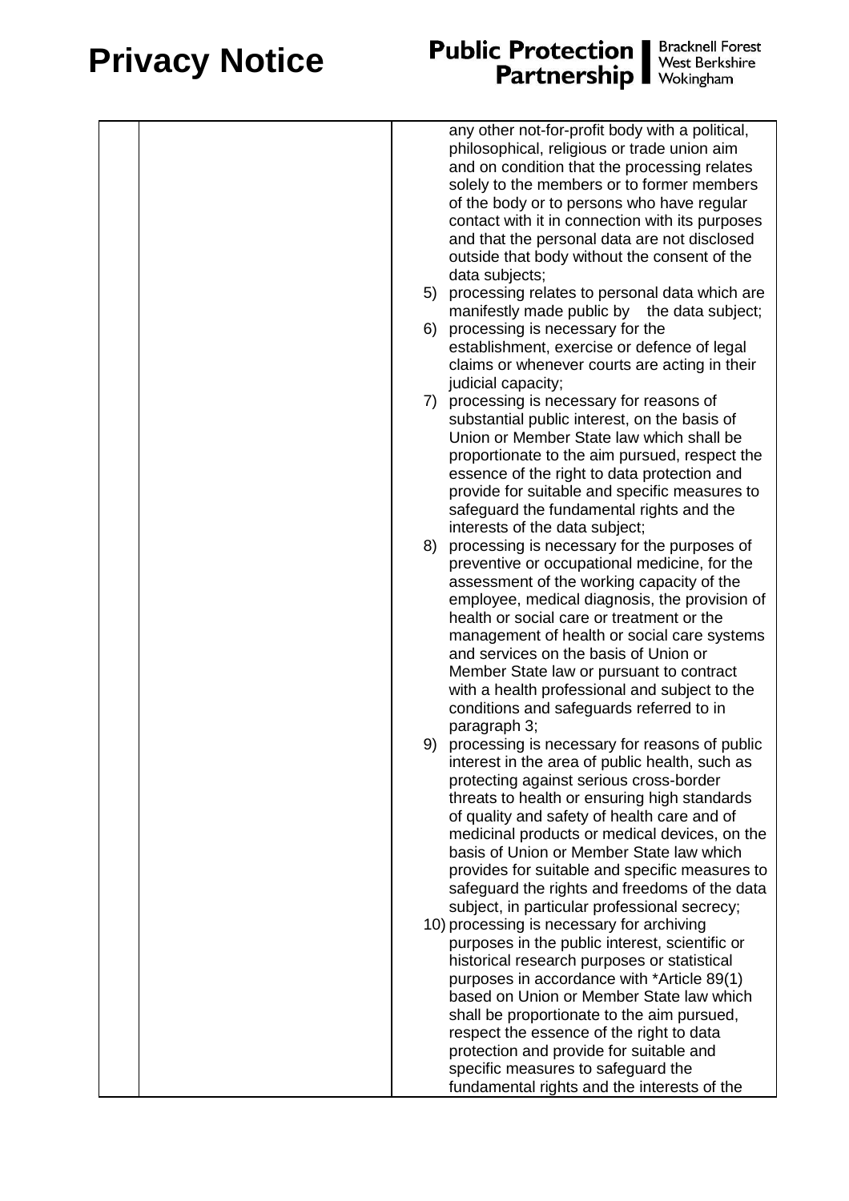|  |  | any other not-for-profit body with a political, philosophical, religious or trade union aim and on condition that the processing relates solely to the members or to former members of the body or to persons who have regular contact with it in connection with its purposes and that the personal data are not disclosed outside that body without the consent of the data subjects;<br>5) processing relates to personal data which are manifestly made public by the data subject;<br>6) processing is necessary for the establishment, exercise or defence of legal claims or whenever courts are acting in their judicial capacity;<br>7) processing is necessary for reasons of substantial public interest, on the basis of Union or Member State law which shall be proportionate to the aim pursued, respect the essence of the right to data protection and provide for suitable and specific measures to safeguard the fundamental rights and the interests of the data subject;<br>8) processing is necessary for the purposes of preventive or occupational medicine, for the assessment of the working capacity of the employee, medical diagnosis, the provision of health or social care or treatment or the management of health or social care systems and services on the basis of Union or Member State law or pursuant to contract with a health professional and subject to the conditions and safeguards referred to in paragraph 3;<br>9) processing is necessary for reasons of public interest in the area of public health, such as protecting against serious cross-border threats to health or ensuring high standards of quality and safety of health care and of medicinal products or medical devices, on the basis of Union or Member State law which provides for suitable and specific measures to safeguard the rights and freedoms of the data subject, in particular professional secrecy;<br>10) processing is necessary for archiving purposes in the public interest, scientific or historical research purposes or statistical purposes in accordance with *Article 89(1) based on Union or Member State law which shall be proportionate to the aim pursued, respect the essence of the right to data protection and provide for suitable and specific measures to safeguard the fundamental rights and the interests of the |
|---|---|---|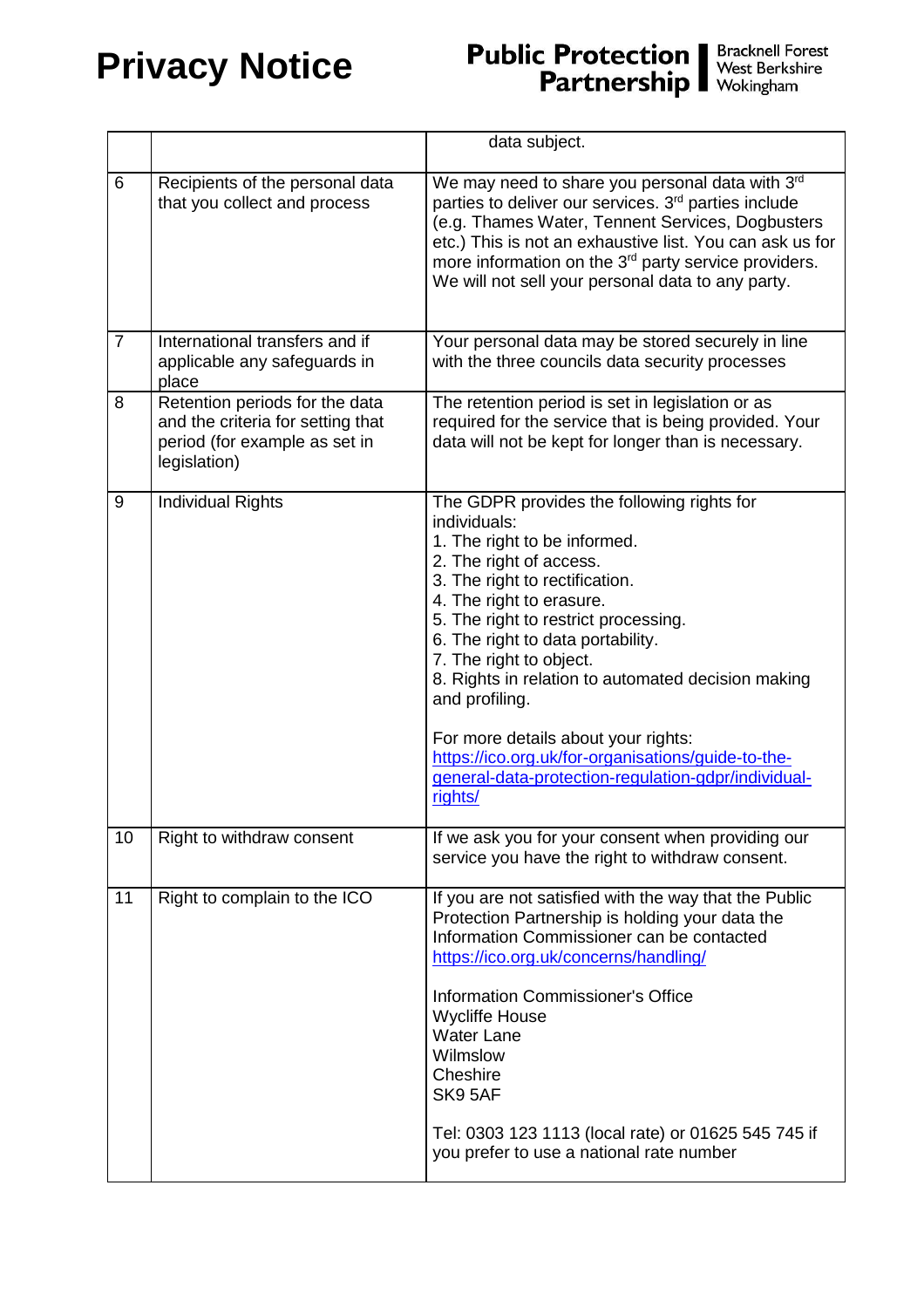| | | |
|---|---|---|
| | | data subject. |
| 6 | Recipients of the personal data that you collect and process | We may need to share you personal data with 3rd parties to deliver our services. 3rd parties include (e.g. Thames Water, Tennent Services, Dogbusters etc.) This is not an exhaustive list. You can ask us for more information on the 3rd party service providers. We will not sell your personal data to any party. |
| 7 | International transfers and if applicable any safeguards in place | Your personal data may be stored securely in line with the three councils data security processes |
| 8 | Retention periods for the data and the criteria for setting that period (for example as set in legislation) | The retention period is set in legislation or as required for the service that is being provided. Your data will not be kept for longer than is necessary. |
| 9 | Individual Rights | The GDPR provides the following rights for individuals:<br>1. The right to be informed.<br>2. The right of access.<br>3. The right to rectification.<br>4. The right to erasure.<br>5. The right to restrict processing.<br>6. The right to data portability.<br>7. The right to object.<br>8. Rights in relation to automated decision making and profiling.<br><br>For more details about your rights:<br>https://ico.org.uk/for-organisations/guide-to-the-general-data-protection-regulation-gdpr/individual-rights/ |
| 10 | Right to withdraw consent | If we ask you for your consent when providing our service you have the right to withdraw consent. |
| 11 | Right to complain to the ICO | If you are not satisfied with the way that the Public Protection Partnership is holding your data the Information Commissioner can be contacted https://ico.org.uk/concerns/handling/<br><br>Information Commissioner's Office<br>Wycliffe House<br>Water Lane<br>Wilmslow<br>Cheshire<br>SK9 5AF<br><br>Tel: 0303 123 1113 (local rate) or 01625 545 745 if you prefer to use a national rate number |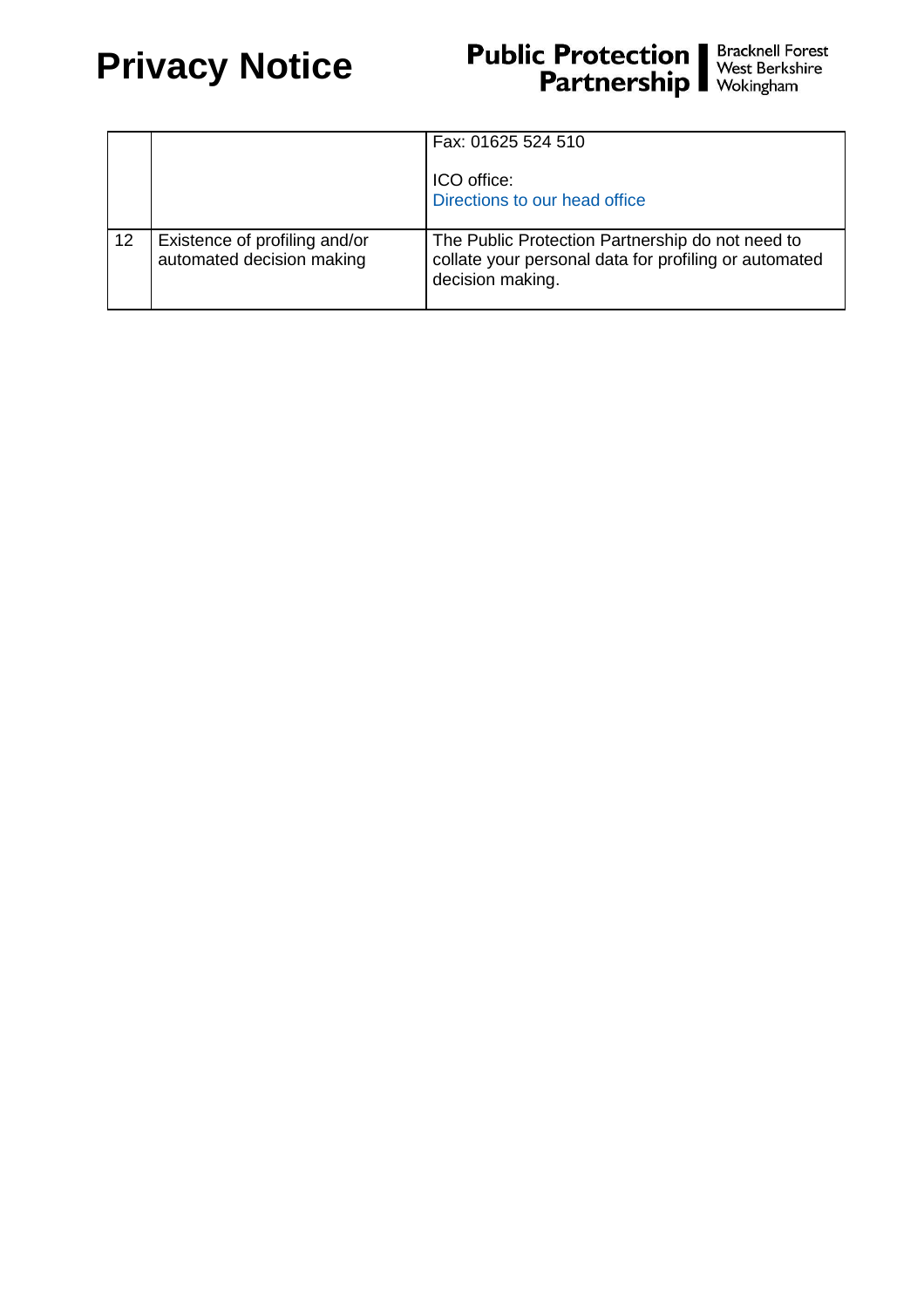| | | |
|---|---|---|
| | | Fax: 01625 524 510<br><br>ICO office:<br>Directions to our head office |
| 12 | Existence of profiling and/or automated decision making | The Public Protection Partnership do not need to collate your personal data for profiling or automated decision making. |